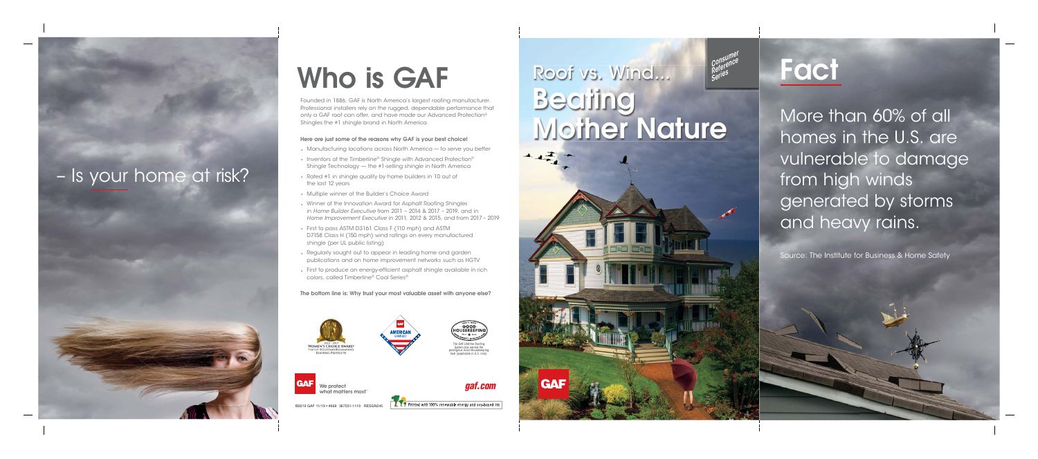– Is your home at risk?

# Who is GAF

Founded in 1886, GAF is North America's largest roofing manufacturer. Professional installers rely on the rugged, dependable performance that only a GAF roof can offer, and have made our Advanced Protection® Shingles the #1 shingle brand in North America.

**Here are just some of the reasons why GAF is your best choice!**

- Manufacturing locations across North America — to serve you better
- Inventors of the Timberline® Shingle with Advanced Protection® Shingle Technology — the #1-selling shingle in North America
- Rated #1 in shingle quality by home builders in 10 out of the last 12 years
- Multiple winner of the Builder's Choice Award
- Winner of the Innovation Award for Asphalt Roofing Shingles in *Home Builder Executive* from 2011 – 2014 & 2017 – 2019, and in *Home Improvement Executive* in 2011, 2012 & 2015, and from 2017 – 2019
- First to pass ASTM D3161 Class F (110 mph) and ASTM D7158 Class H (150 mph) wind ratings on every manufactured shingle (per UL public listing)
- Regularly sought out to appear in leading home and garden publications and on home improvement networks such as HGTV
- First to produce an energy-efficient asphalt shingle available in rich colors, called Timberline® Cool Series®

**The bottom line is: Why trust your most valuable asset with anyone else?**

2012 – 2019 WOMEN'S CHOICE AWARD® 9 OUT OF 10 CUSTOMERS RECOMMEND ROOFING PRODUCTS

GAF AMERICAN OWNED

GOOD HOUSEKEEPING

The GAF Lifetime Roofing System has earned the prestigious Good Housekeeping Seal (applicable in U.S. only)

GAF We protect what matters most™

gaf.com

©2019 GAF 11/19 • #668 387551-1119 RESGN245

Printed with 100% renewable energy and soy-based ink

Consumer Reference Series

# Roof vs. Wind... Beating Mother Nature

GAF

# Fact

More than 60% of all homes in the U.S. are vulnerable to damage from high winds generated by storms and heavy rains.

Source: The Institute for Business & Home Safety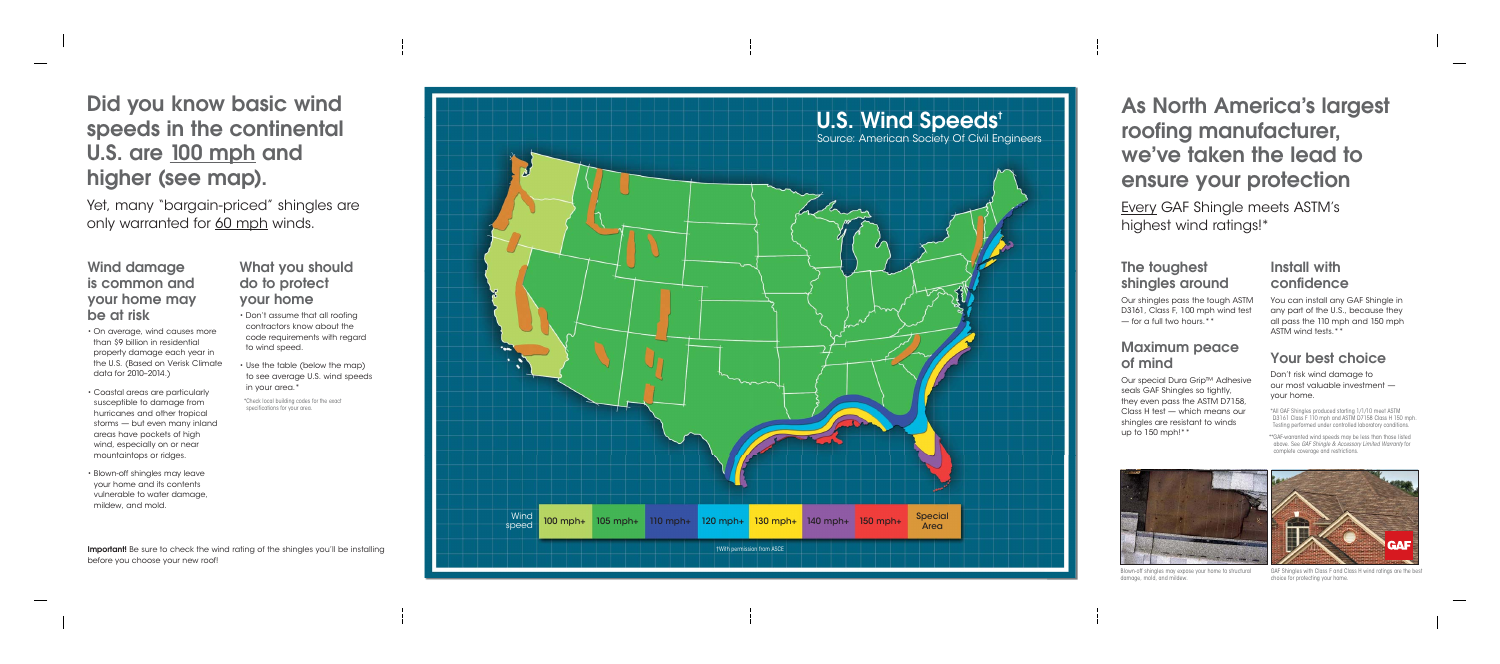# Did you know basic wind speeds in the continental U.S. are 100 mph and higher (see map).

Yet, many "bargain-priced" shingles are only warranted for 60 mph winds.

## Wind damage is common and your home may be at risk

- On average, wind causes more than $9 billion in residential property damage each year in the U.S. (Based on Verisk Climate data for 2010–2014.)
- Coastal areas are particularly susceptible to damage from hurricanes and other tropical storms — but even many inland areas have pockets of high wind, especially on or near mountaintops or ridges.
- Blown-off shingles may leave your home and its contents vulnerable to water damage, mildew, and mold.

## What you should do to protect your home

- Don't assume that all roofing contractors know about the code requirements with regard to wind speed.
- Use the table (below the map) to see average U.S. wind speeds in your area.*

*Check local building codes for the exact specifications for your area.

**Important!** Be sure to check the wind rating of the shingles you'll be installing before you choose your new roof!

## U.S. Wind Speeds†

Source: American Society Of Civil Engineers

Wind speed
100 mph+
105 mph+
110 mph+
120 mph+
130 mph+
140 mph+
150 mph+
Special Area

†With permission from ASCE

# As North America's largest roofing manufacturer, we've taken the lead to ensure your protection

Every GAF Shingle meets ASTM's highest wind ratings!*

## The toughest shingles around

Our shingles pass the tough ASTM D3161, Class F, 100 mph wind test — for a full two hours.**

## Maximum peace of mind

Our special Dura Grip™ Adhesive seals GAF Shingles so tightly, they even pass the ASTM D7158, Class H test — which means our shingles are resistant to winds up to 150 mph!**

## Install with confidence

You can install any GAF Shingle in any part of the U.S., because they all pass the 110 mph and 150 mph ASTM wind tests.**

## Your best choice

Don't risk wind damage to our most valuable investment — your home.

*All GAF Shingles produced starting 1/1/10 meet ASTM D3161 Class F 110 mph and ASTM D7158 Class H 150 mph. Testing performed under controlled laboratory conditions.

**GAF-warranted wind speeds may be less than those listed above. See *GAF Shingle & Accessory Limited Warranty* for complete coverage and restrictions.

Blown-off shingles may expose your home to structural damage, mold, and mildew.

GAF Shingles with Class F and Class H wind ratings are the best choice for protecting your home.